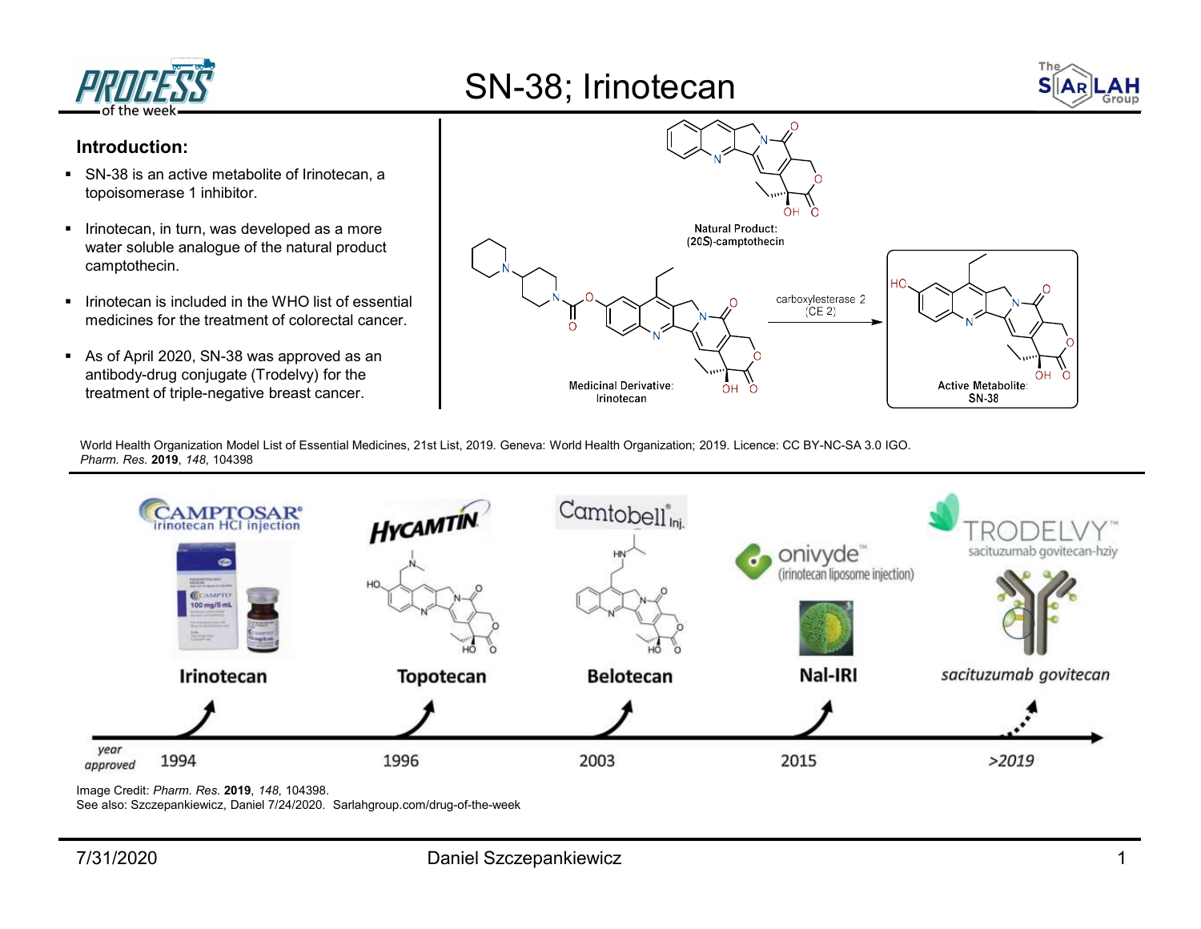# SN-38; Irinotecan

## Introduction:

- SN-38 is an active metabolite of Irinotecan, a topoisomerase 1 inhibitor.
- Irinotecan, in turn, was developed as a more water soluble analogue of the natural product camptothecin.
- Irinotecan is included in the WHO list of essential medicines for the treatment of colorectal cancer.
- As of April 2020, SN-38 was approved as an antibody-drug conjugate (Trodelvy) for the treatment of triple-negative breast cancer.

Natural Product: (20*S*)-camptothecin

Medicinal Derivative: Irinotecan

carboxylesterase 2 (CE 2)

Active Metabolite: SN-38

World Health Organization Model List of Essential Medicines, 21st List, 2019. Geneva: World Health Organization; 2019. Licence: CC BY-NC-SA 3.0 IGO.
*Pharm. Res.* **2019**, *148*, 104398

| year approved | 1994 | 1996 | 2003 | 2015 | >2019 |
|---|---|---|---|---|---|
| | Irinotecan (CAMPTOSAR® irinotecan HCl injection) | Topotecan (HYCAMTIN) | Belotecan (Camtobell® Inj.) | Nal-IRI (onivyde™ (irinotecan liposome injection)) | *sacituzumab govitecan* (TRODELVY™ sacituzumab govitecan-hziy) |

Image Credit: *Pharm. Res.* **2019**, *148*, 104398.
See also: Szczepankiewicz, Daniel 7/24/2020. Sarlahgroup.com/drug-of-the-week

7/31/2020 Daniel Szczepankiewicz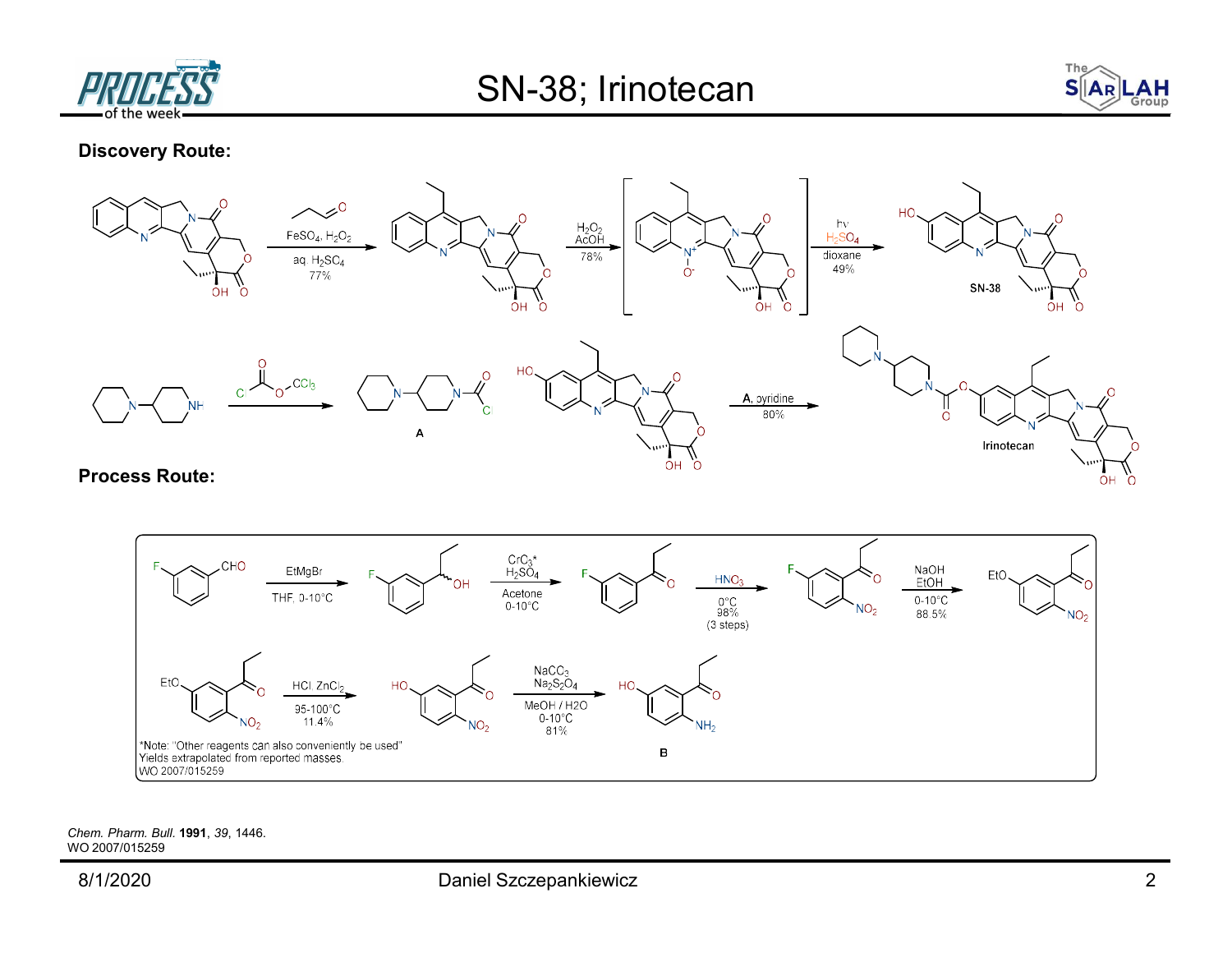# SN-38; Irinotecan

**Discovery Route:**

Camptothecin → (propanal, $FeSO_4$, $H_2O_2$, aq. $H_2SO_4$, 77%) → 7-ethylcamptothecin → ($H_2O_2$, AcOH, 78%) → [N-oxide] → (hv, $H_2SO_4$, dioxane, 49%) → SN-38

4-piperidinopiperidine → (ClCO–O–$CCl_3$) → **A**

SN-38 → (**A**, pyridine, 80%) → Irinotecan

**Process Route:**

3-fluorobenzaldehyde → (EtMgBr, THF, 0-10°C) → 1-(3-fluorophenyl)propan-1-ol → ($CrO_3$*, $H_2SO_4$, Acetone, 0-10°C) → 3'-fluoropropiophenone → ($HNO_3$, 0°C, 98% (3 steps)) → 5'-fluoro-2'-nitropropiophenone → (NaOH, EtOH, 0-10°C, 88.5%) → 5'-ethoxy-2'-nitropropiophenone

5'-ethoxy-2'-nitropropiophenone → (HCl, $ZnCl_2$, 95-100°C, 11.4%) → 5'-hydroxy-2'-nitropropiophenone → ($NaCO_3$, $Na_2S_2O_4$, MeOH / H2O, 0-10°C, 81%) → **B**

*Note: "Other reagents can also conveniently be used"
Yields extrapolated from reported masses.
WO 2007/015259

*Chem. Pharm. Bull.* **1991**, *39*, 1446.
WO 2007/015259

8/1/2020 Daniel Szczepankiewicz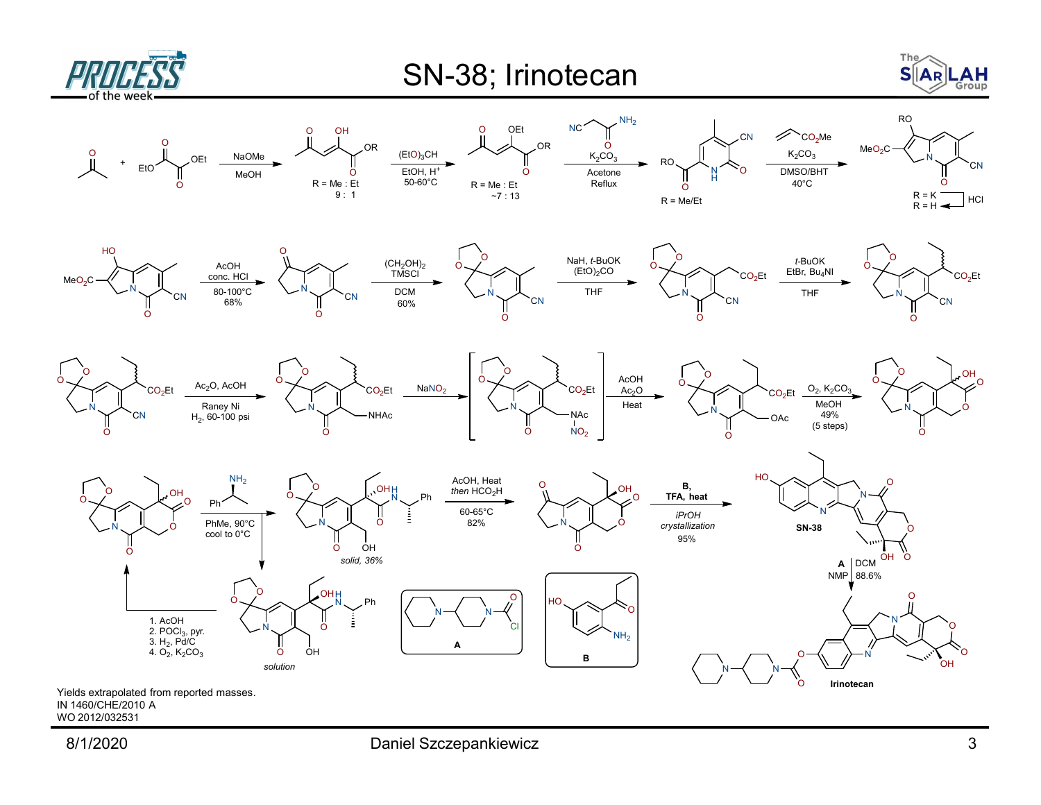# SN-38; Irinotecan

NaOMe, MeOH

R = Me : Et 9 : 1

$(EtO)_3CH$, EtOH, $H^+$, 50-60°C

R = Me : Et ~7 : 13

$K_2CO_3$, Acetone, Reflux

R = Me/Et

$K_2CO_3$, DMSO/BHT, 40°C

R = K, R = H, HCl

AcOH, conc. HCl, 80-100°C, 68%

$(CH_2OH)_2$, TMSCl, DCM, 60%

NaH, t-BuOK, $(EtO)_2CO$, THF

t-BuOK, EtBr, $Bu_4NI$, THF

$Ac_2O$, AcOH, Raney Ni, $H_2$, 60-100 psi

$NaNO_2$

AcOH, $Ac_2O$, Heat

$O_2$, $K_2CO_3$, MeOH, 49% (5 steps)

PhMe, 90°C, cool to 0°C

solid, 36%

solution

1. AcOH
2. $POCl_3$, pyr.
3. $H_2$, Pd/C
4. $O_2$, $K_2CO_3$

AcOH, Heat *then* $HCO_2H$, 60-65°C, 82%

**B**, TFA, heat, *iPrOH crystallization*, 95%

**SN-38**

**A**, DCM, NMP, 88.6%

**Irinotecan**

**A**

**B**

Yields extrapolated from reported masses.
IN 1460/CHE/2010 A
WO 2012/032531

8/1/2020 Daniel Szczepankiewicz